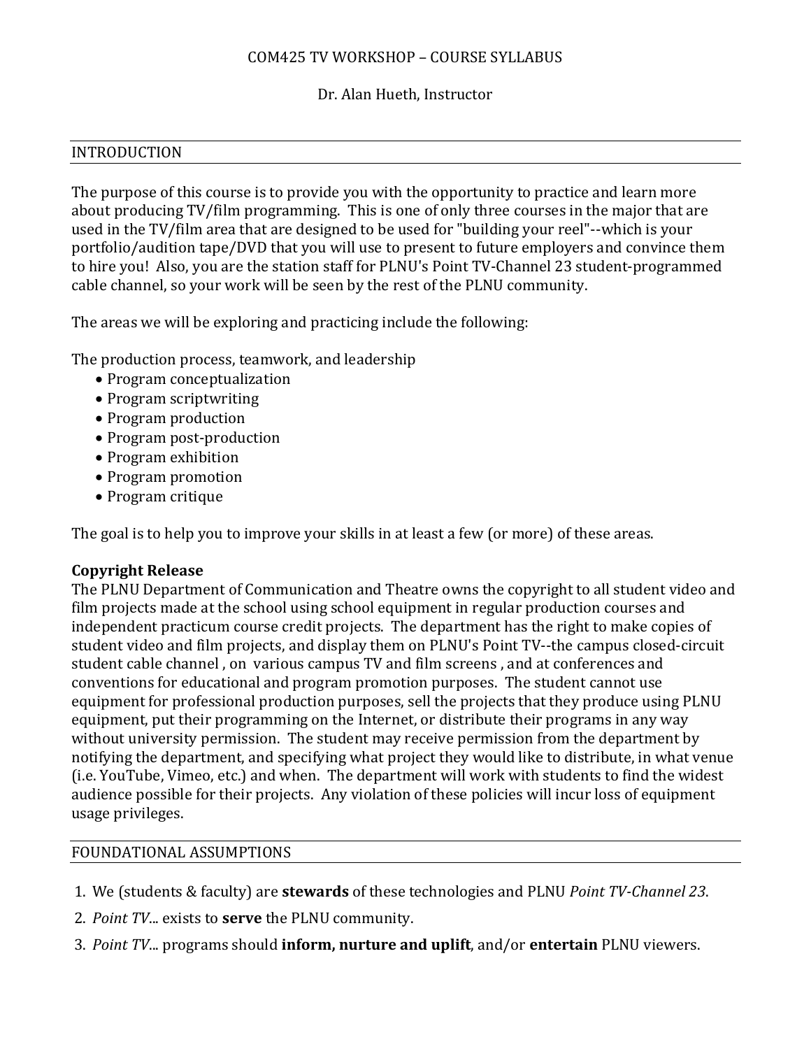# COM425 TV WORKSHOP – COURSE SYLLABUS

Dr. Alan Hueth, Instructor

## INTRODUCTION

The purpose of this course is to provide you with the opportunity to practice and learn more about producing TV/film programming. This is one of only three courses in the major that are used in the TV/film area that are designed to be used for "building your reel"--which is your portfolio/audition tape/DVD that you will use to present to future employers and convince them to hire you! Also, you are the station staff for PLNU's Point TV-Channel 23 student-programmed cable channel, so your work will be seen by the rest of the PLNU community.

The areas we will be exploring and practicing include the following:

The production process, teamwork, and leadership

- Program conceptualization
- Program scriptwriting
- Program production
- Program post-production
- Program exhibition
- Program promotion
- Program critique

The goal is to help you to improve your skills in at least a few (or more) of these areas.

**Copyright Release**

The PLNU Department of Communication and Theatre owns the copyright to all student video and film projects made at the school using school equipment in regular production courses and independent practicum course credit projects. The department has the right to make copies of student video and film projects, and display them on PLNU's Point TV--the campus closed-circuit student cable channel , on various campus TV and film screens , and at conferences and conventions for educational and program promotion purposes. The student cannot use equipment for professional production purposes, sell the projects that they produce using PLNU equipment, put their programming on the Internet, or distribute their programs in any way without university permission. The student may receive permission from the department by notifying the department, and specifying what project they would like to distribute, in what venue (i.e. YouTube, Vimeo, etc.) and when. The department will work with students to find the widest audience possible for their projects. Any violation of these policies will incur loss of equipment usage privileges.

## FOUNDATIONAL ASSUMPTIONS

1. We (students & faculty) are **stewards** of these technologies and PLNU *Point TV-Channel 23*.
2. *Point TV*... exists to **serve** the PLNU community.
3. *Point TV*... programs should **inform, nurture and uplift**, and/or **entertain** PLNU viewers.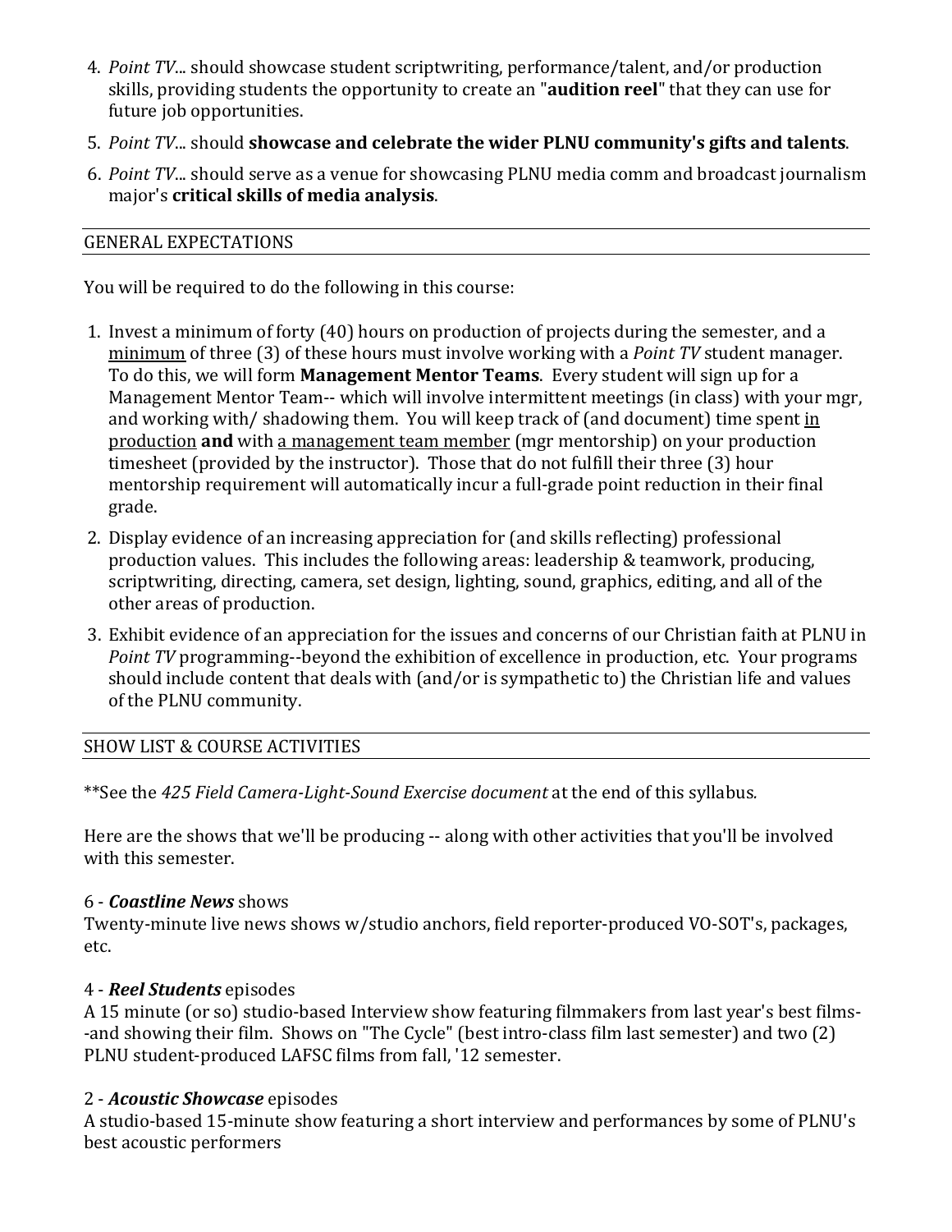4. *Point TV*... should showcase student scriptwriting, performance/talent, and/or production skills, providing students the opportunity to create an "**audition reel**" that they can use for future job opportunities.
5. *Point TV*... should **showcase and celebrate the wider PLNU community's gifts and talents**.
6. *Point TV*... should serve as a venue for showcasing PLNU media comm and broadcast journalism major's **critical skills of media analysis**.

## GENERAL EXPECTATIONS

You will be required to do the following in this course:

1. Invest a minimum of forty (40) hours on production of projects during the semester, and a minimum of three (3) of these hours must involve working with a *Point TV* student manager. To do this, we will form **Management Mentor Teams**. Every student will sign up for a Management Mentor Team-- which will involve intermittent meetings (in class) with your mgr, and working with/ shadowing them. You will keep track of (and document) time spent in production **and** with a management team member (mgr mentorship) on your production timesheet (provided by the instructor). Those that do not fulfill their three (3) hour mentorship requirement will automatically incur a full-grade point reduction in their final grade.
2. Display evidence of an increasing appreciation for (and skills reflecting) professional production values. This includes the following areas: leadership & teamwork, producing, scriptwriting, directing, camera, set design, lighting, sound, graphics, editing, and all of the other areas of production.
3. Exhibit evidence of an appreciation for the issues and concerns of our Christian faith at PLNU in *Point TV* programming--beyond the exhibition of excellence in production, etc. Your programs should include content that deals with (and/or is sympathetic to) the Christian life and values of the PLNU community.

## SHOW LIST & COURSE ACTIVITIES

**See the *425 Field Camera-Light-Sound Exercise document* at the end of this syllabus.

Here are the shows that we'll be producing -- along with other activities that you'll be involved with this semester.

6 - ***Coastline News*** shows
Twenty-minute live news shows w/studio anchors, field reporter-produced VO-SOT's, packages, etc.

4 - ***Reel Students*** episodes
A 15 minute (or so) studio-based Interview show featuring filmmakers from last year's best films--and showing their film. Shows on "The Cycle" (best intro-class film last semester) and two (2) PLNU student-produced LAFSC films from fall, '12 semester.

2 - ***Acoustic Showcase*** episodes
A studio-based 15-minute show featuring a short interview and performances by some of PLNU's best acoustic performers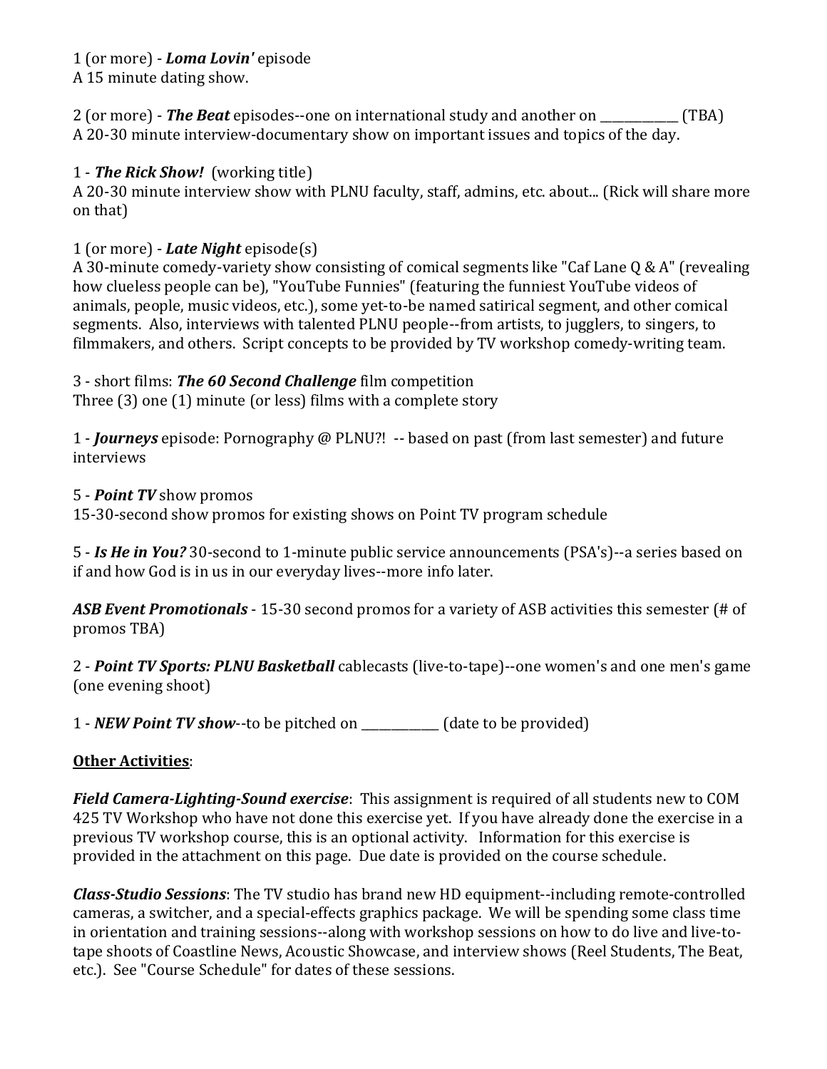1 (or more) - ***Loma Lovin'*** episode
A 15 minute dating show.

2 (or more) - ***The Beat*** episodes--one on international study and another on _____________ (TBA)
A 20-30 minute interview-documentary show on important issues and topics of the day.

1 - ***The Rick Show!*** (working title)
A 20-30 minute interview show with PLNU faculty, staff, admins, etc. about... (Rick will share more on that)

1 (or more) - ***Late Night*** episode(s)
A 30-minute comedy-variety show consisting of comical segments like "Caf Lane Q & A" (revealing how clueless people can be), "YouTube Funnies" (featuring the funniest YouTube videos of animals, people, music videos, etc.), some yet-to-be named satirical segment, and other comical segments. Also, interviews with talented PLNU people--from artists, to jugglers, to singers, to filmmakers, and others. Script concepts to be provided by TV workshop comedy-writing team.

3 - short films: ***The 60 Second Challenge*** film competition
Three (3) one (1) minute (or less) films with a complete story

1 - ***Journeys*** episode: Pornography @ PLNU?! -- based on past (from last semester) and future interviews

5 - ***Point TV*** show promos
15-30-second show promos for existing shows on Point TV program schedule

5 - ***Is He in You?*** 30-second to 1-minute public service announcements (PSA's)--a series based on if and how God is in us in our everyday lives--more info later.

***ASB Event Promotionals*** - 15-30 second promos for a variety of ASB activities this semester (# of promos TBA)

2 - ***Point TV Sports: PLNU Basketball*** cablecasts (live-to-tape)--one women's and one men's game (one evening shoot)

1 - ***NEW Point TV show***--to be pitched on _____________ (date to be provided)

<u>**Other Activities**</u>:

***Field Camera-Lighting-Sound exercise***: This assignment is required of all students new to COM 425 TV Workshop who have not done this exercise yet. If you have already done the exercise in a previous TV workshop course, this is an optional activity. Information for this exercise is provided in the attachment on this page. Due date is provided on the course schedule.

***Class-Studio Sessions***: The TV studio has brand new HD equipment--including remote-controlled cameras, a switcher, and a special-effects graphics package. We will be spending some class time in orientation and training sessions--along with workshop sessions on how to do live and live-to-tape shoots of Coastline News, Acoustic Showcase, and interview shows (Reel Students, The Beat, etc.). See "Course Schedule" for dates of these sessions.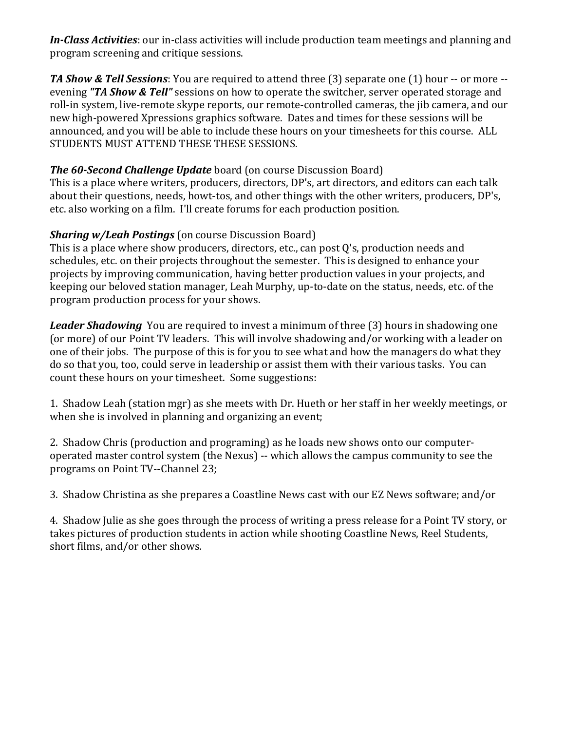***In-Class Activities***: our in-class activities will include production team meetings and planning and program screening and critique sessions.

***TA Show & Tell Sessions***: You are required to attend three (3) separate one (1) hour -- or more -- evening ***"TA Show & Tell"*** sessions on how to operate the switcher, server operated storage and roll-in system, live-remote skype reports, our remote-controlled cameras, the jib camera, and our new high-powered Xpressions graphics software. Dates and times for these sessions will be announced, and you will be able to include these hours on your timesheets for this course. ALL STUDENTS MUST ATTEND THESE THESE SESSIONS.

***The 60-Second Challenge Update*** board (on course Discussion Board)
This is a place where writers, producers, directors, DP's, art directors, and editors can each talk about their questions, needs, howt-tos, and other things with the other writers, producers, DP's, etc. also working on a film. I'll create forums for each production position.

***Sharing w/Leah Postings*** (on course Discussion Board)
This is a place where show producers, directors, etc., can post Q's, production needs and schedules, etc. on their projects throughout the semester. This is designed to enhance your projects by improving communication, having better production values in your projects, and keeping our beloved station manager, Leah Murphy, up-to-date on the status, needs, etc. of the program production process for your shows.

***Leader Shadowing*** You are required to invest a minimum of three (3) hours in shadowing one (or more) of our Point TV leaders. This will involve shadowing and/or working with a leader on one of their jobs. The purpose of this is for you to see what and how the managers do what they do so that you, too, could serve in leadership or assist them with their various tasks. You can count these hours on your timesheet. Some suggestions:

1. Shadow Leah (station mgr) as she meets with Dr. Hueth or her staff in her weekly meetings, or when she is involved in planning and organizing an event;

2. Shadow Chris (production and programing) as he loads new shows onto our computer-operated master control system (the Nexus) -- which allows the campus community to see the programs on Point TV--Channel 23;

3. Shadow Christina as she prepares a Coastline News cast with our EZ News software; and/or

4. Shadow Julie as she goes through the process of writing a press release for a Point TV story, or takes pictures of production students in action while shooting Coastline News, Reel Students, short films, and/or other shows.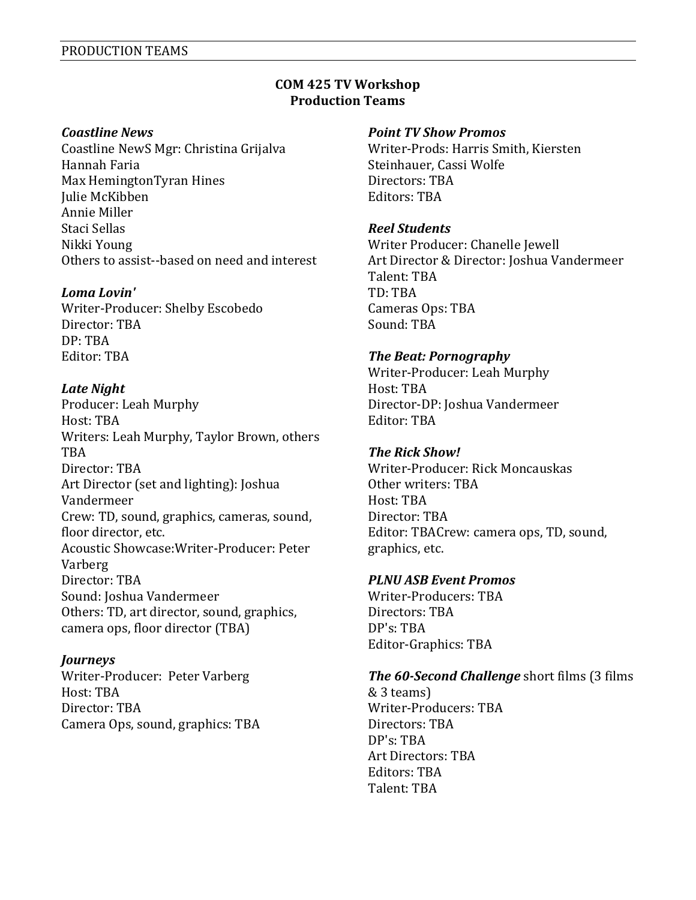# COM 425 TV Workshop
## Production Teams

***Coastline News***
Coastline NewS Mgr: Christina Grijalva
Hannah Faria
Max HemingtonTyran Hines
Julie McKibben
Annie Miller
Staci Sellas
Nikki Young
Others to assist--based on need and interest

***Loma Lovin'***
Writer-Producer: Shelby Escobedo
Director: TBA
DP: TBA
Editor: TBA

***Late Night***
Producer: Leah Murphy
Host: TBA
Writers: Leah Murphy, Taylor Brown, others TBA
Director: TBA
Art Director (set and lighting): Joshua Vandermeer
Crew: TD, sound, graphics, cameras, sound, floor director, etc.
Acoustic Showcase:Writer-Producer: Peter Varberg
Director: TBA
Sound: Joshua Vandermeer
Others: TD, art director, sound, graphics, camera ops, floor director (TBA)

***Journeys***
Writer-Producer: Peter Varberg
Host: TBA
Director: TBA
Camera Ops, sound, graphics: TBA

***Point TV Show Promos***
Writer-Prods: Harris Smith, Kiersten Steinhauer, Cassi Wolfe
Directors: TBA
Editors: TBA

***Reel Students***
Writer Producer: Chanelle Jewell
Art Director & Director: Joshua Vandermeer
Talent: TBA
TD: TBA
Cameras Ops: TBA
Sound: TBA

***The Beat: Pornography***
Writer-Producer: Leah Murphy
Host: TBA
Director-DP: Joshua Vandermeer
Editor: TBA

***The Rick Show!***
Writer-Producer: Rick Moncauskas
Other writers: TBA
Host: TBA
Director: TBA
Editor: TBACrew: camera ops, TD, sound, graphics, etc.

***PLNU ASB Event Promos***
Writer-Producers: TBA
Directors: TBA
DP's: TBA
Editor-Graphics: TBA

***The 60-Second Challenge*** short films (3 films & 3 teams)
Writer-Producers: TBA
Directors: TBA
DP's: TBA
Art Directors: TBA
Editors: TBA
Talent: TBA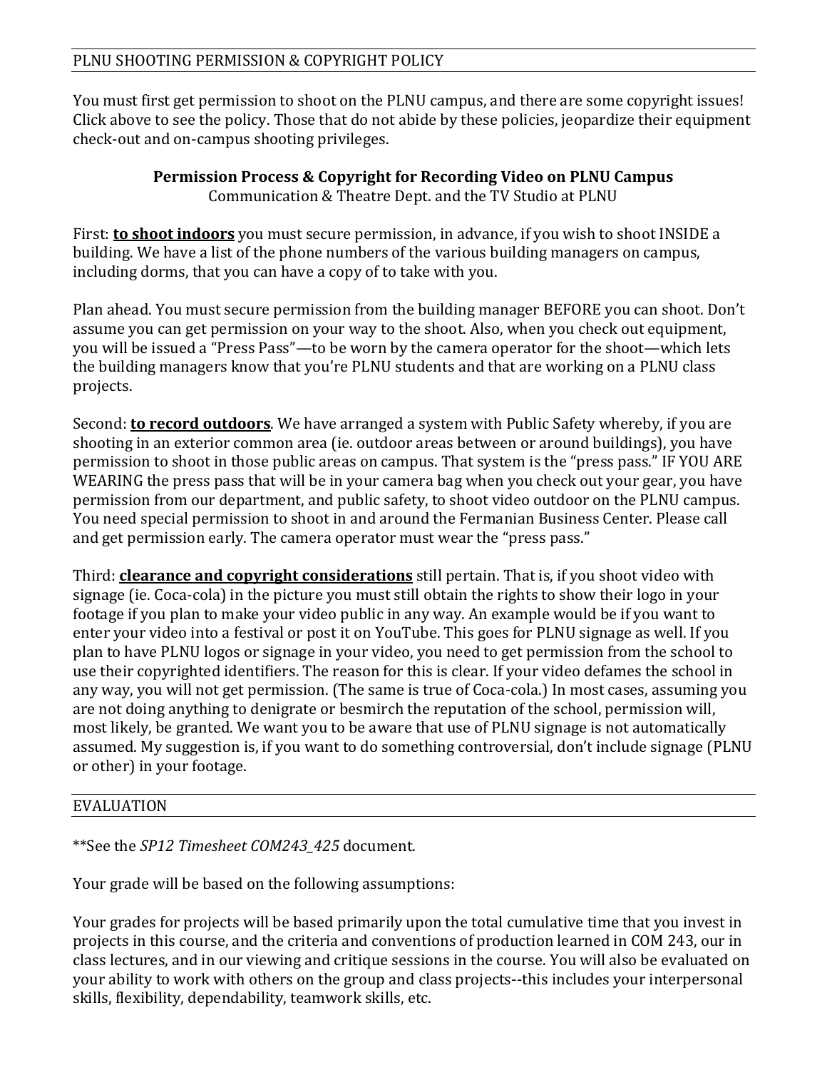## PLNU SHOOTING PERMISSION & COPYRIGHT POLICY

You must first get permission to shoot on the PLNU campus, and there are some copyright issues! Click above to see the policy. Those that do not abide by these policies, jeopardize their equipment check-out and on-campus shooting privileges.

**Permission Process & Copyright for Recording Video on PLNU Campus**
Communication & Theatre Dept. and the TV Studio at PLNU

First: **to shoot indoors** you must secure permission, in advance, if you wish to shoot INSIDE a building. We have a list of the phone numbers of the various building managers on campus, including dorms, that you can have a copy of to take with you.

Plan ahead. You must secure permission from the building manager BEFORE you can shoot. Don't assume you can get permission on your way to the shoot. Also, when you check out equipment, you will be issued a "Press Pass"—to be worn by the camera operator for the shoot—which lets the building managers know that you're PLNU students and that are working on a PLNU class projects.

Second: **to record outdoors**. We have arranged a system with Public Safety whereby, if you are shooting in an exterior common area (ie. outdoor areas between or around buildings), you have permission to shoot in those public areas on campus. That system is the "press pass." IF YOU ARE WEARING the press pass that will be in your camera bag when you check out your gear, you have permission from our department, and public safety, to shoot video outdoor on the PLNU campus. You need special permission to shoot in and around the Fermanian Business Center. Please call and get permission early. The camera operator must wear the "press pass."

Third: **clearance and copyright considerations** still pertain. That is, if you shoot video with signage (ie. Coca-cola) in the picture you must still obtain the rights to show their logo in your footage if you plan to make your video public in any way. An example would be if you want to enter your video into a festival or post it on YouTube. This goes for PLNU signage as well. If you plan to have PLNU logos or signage in your video, you need to get permission from the school to use their copyrighted identifiers. The reason for this is clear. If your video defames the school in any way, you will not get permission. (The same is true of Coca-cola.) In most cases, assuming you are not doing anything to denigrate or besmirch the reputation of the school, permission will, most likely, be granted. We want you to be aware that use of PLNU signage is not automatically assumed. My suggestion is, if you want to do something controversial, don't include signage (PLNU or other) in your footage.

## EVALUATION

**See the *SP12 Timesheet COM243_425* document.

Your grade will be based on the following assumptions:

Your grades for projects will be based primarily upon the total cumulative time that you invest in projects in this course, and the criteria and conventions of production learned in COM 243, our in class lectures, and in our viewing and critique sessions in the course. You will also be evaluated on your ability to work with others on the group and class projects--this includes your interpersonal skills, flexibility, dependability, teamwork skills, etc.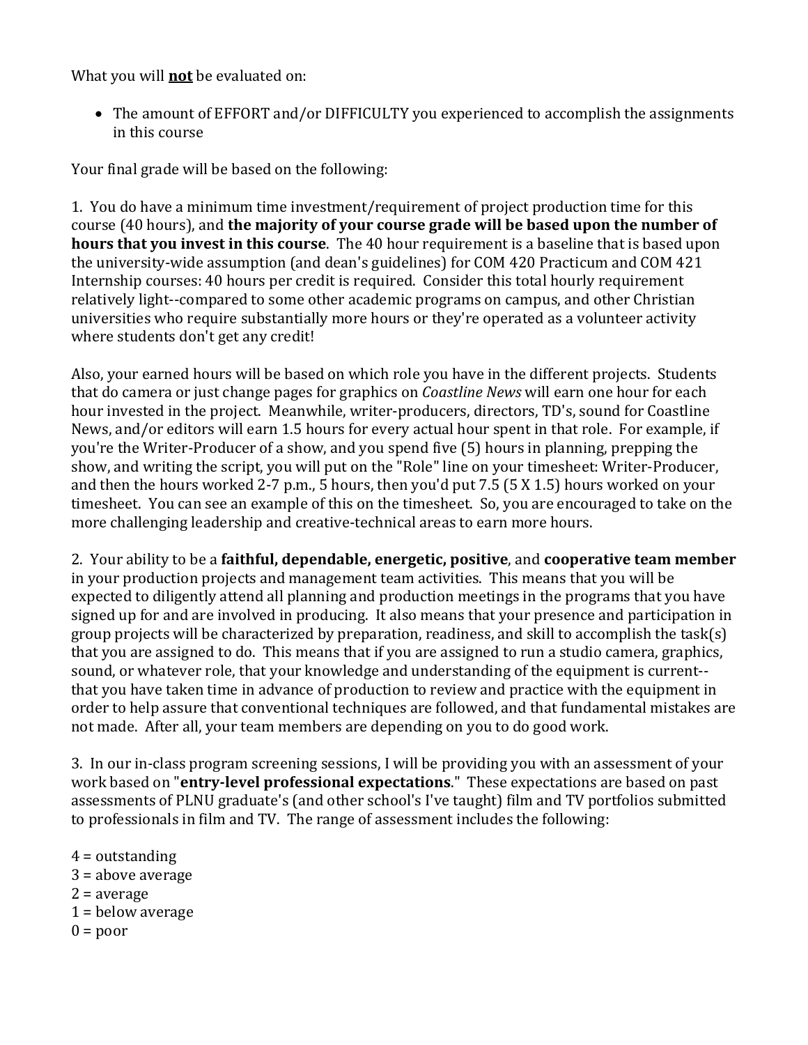What you will **not** be evaluated on:

- The amount of EFFORT and/or DIFFICULTY you experienced to accomplish the assignments in this course

Your final grade will be based on the following:

1. You do have a minimum time investment/requirement of project production time for this course (40 hours), and **the majority of your course grade will be based upon the number of hours that you invest in this course**. The 40 hour requirement is a baseline that is based upon the university-wide assumption (and dean's guidelines) for COM 420 Practicum and COM 421 Internship courses: 40 hours per credit is required. Consider this total hourly requirement relatively light--compared to some other academic programs on campus, and other Christian universities who require substantially more hours or they're operated as a volunteer activity where students don't get any credit!

Also, your earned hours will be based on which role you have in the different projects. Students that do camera or just change pages for graphics on *Coastline News* will earn one hour for each hour invested in the project. Meanwhile, writer-producers, directors, TD's, sound for Coastline News, and/or editors will earn 1.5 hours for every actual hour spent in that role. For example, if you're the Writer-Producer of a show, and you spend five (5) hours in planning, prepping the show, and writing the script, you will put on the "Role" line on your timesheet: Writer-Producer, and then the hours worked 2-7 p.m., 5 hours, then you'd put 7.5 (5 X 1.5) hours worked on your timesheet. You can see an example of this on the timesheet. So, you are encouraged to take on the more challenging leadership and creative-technical areas to earn more hours.

2. Your ability to be a **faithful, dependable, energetic, positive**, and **cooperative team member** in your production projects and management team activities. This means that you will be expected to diligently attend all planning and production meetings in the programs that you have signed up for and are involved in producing. It also means that your presence and participation in group projects will be characterized by preparation, readiness, and skill to accomplish the task(s) that you are assigned to do. This means that if you are assigned to run a studio camera, graphics, sound, or whatever role, that your knowledge and understanding of the equipment is current--that you have taken time in advance of production to review and practice with the equipment in order to help assure that conventional techniques are followed, and that fundamental mistakes are not made. After all, your team members are depending on you to do good work.

3. In our in-class program screening sessions, I will be providing you with an assessment of your work based on "**entry-level professional expectations**." These expectations are based on past assessments of PLNU graduate's (and other school's I've taught) film and TV portfolios submitted to professionals in film and TV. The range of assessment includes the following:

4 = outstanding  
3 = above average  
2 = average  
1 = below average  
0 = poor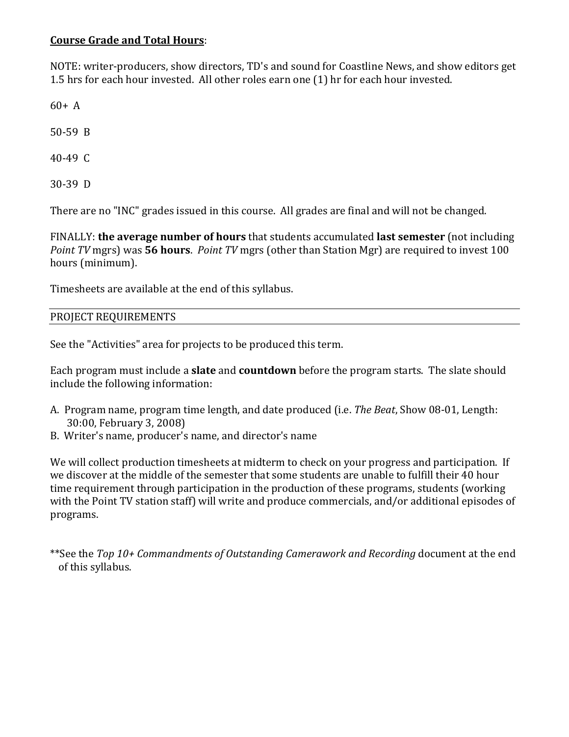**Course Grade and Total Hours**:

NOTE: writer-producers, show directors, TD's and sound for Coastline News, and show editors get 1.5 hrs for each hour invested. All other roles earn one (1) hr for each hour invested.

60+ A

50-59 B

40-49 C

30-39 D

There are no "INC" grades issued in this course. All grades are final and will not be changed.

FINALLY: **the average number of hours** that students accumulated **last semester** (not including *Point TV* mgrs) was **56 hours**. *Point TV* mgrs (other than Station Mgr) are required to invest 100 hours (minimum).

Timesheets are available at the end of this syllabus.

## PROJECT REQUIREMENTS

See the "Activities" area for projects to be produced this term.

Each program must include a **slate** and **countdown** before the program starts. The slate should include the following information:

A. Program name, program time length, and date produced (i.e. *The Beat*, Show 08-01, Length: 30:00, February 3, 2008)
B. Writer's name, producer's name, and director's name

We will collect production timesheets at midterm to check on your progress and participation. If we discover at the middle of the semester that some students are unable to fulfill their 40 hour time requirement through participation in the production of these programs, students (working with the Point TV station staff) will write and produce commercials, and/or additional episodes of programs.

**See the *Top 10+ Commandments of Outstanding Camerawork and Recording* document at the end of this syllabus.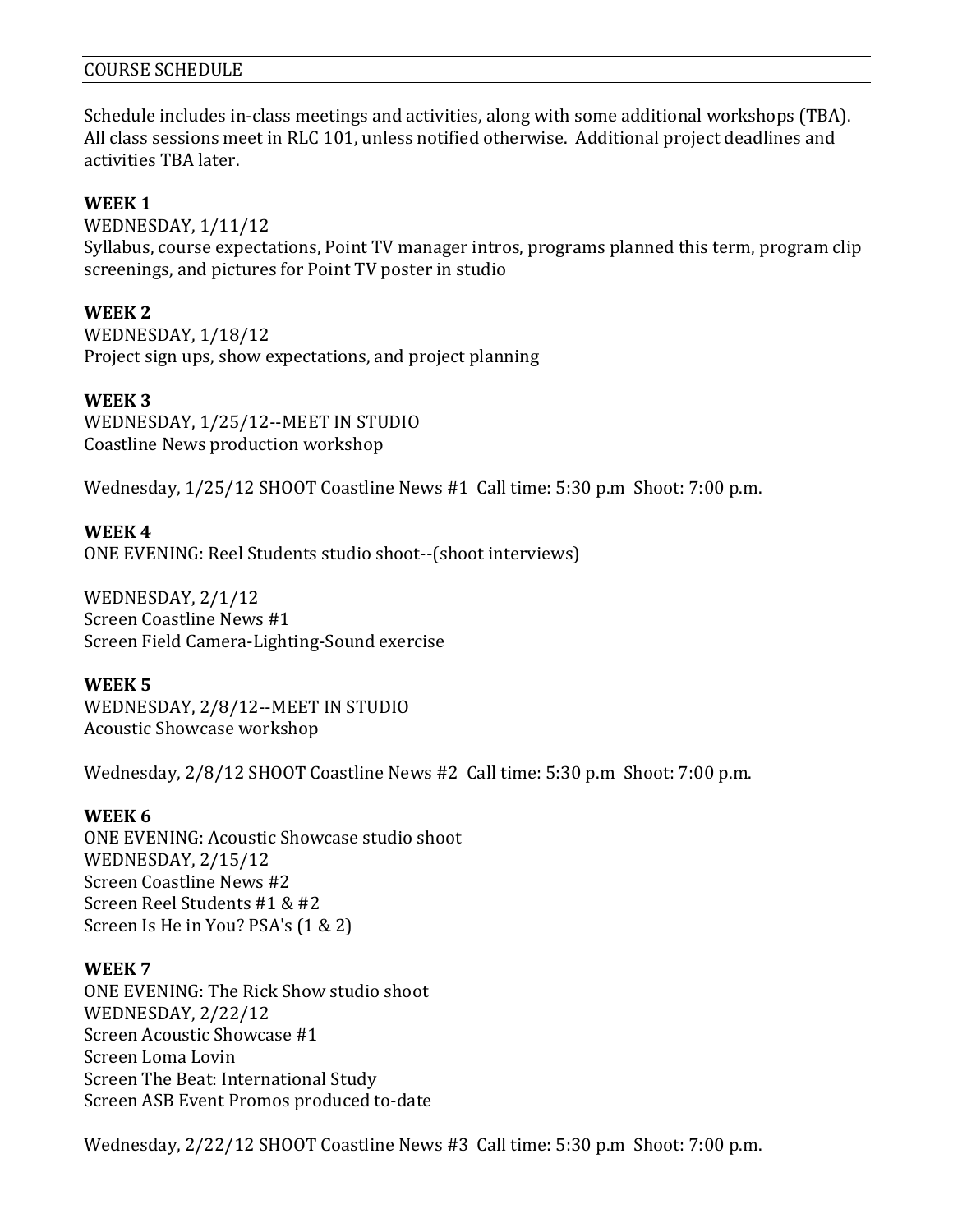## COURSE SCHEDULE

Schedule includes in-class meetings and activities, along with some additional workshops (TBA). All class sessions meet in RLC 101, unless notified otherwise. Additional project deadlines and activities TBA later.

**WEEK 1**
WEDNESDAY, 1/11/12
Syllabus, course expectations, Point TV manager intros, programs planned this term, program clip screenings, and pictures for Point TV poster in studio

**WEEK 2**
WEDNESDAY, 1/18/12
Project sign ups, show expectations, and project planning

**WEEK 3**
WEDNESDAY, 1/25/12--MEET IN STUDIO
Coastline News production workshop

Wednesday, 1/25/12 SHOOT Coastline News #1 Call time: 5:30 p.m Shoot: 7:00 p.m.

**WEEK 4**
ONE EVENING: Reel Students studio shoot--(shoot interviews)

WEDNESDAY, 2/1/12
Screen Coastline News #1
Screen Field Camera-Lighting-Sound exercise

**WEEK 5**
WEDNESDAY, 2/8/12--MEET IN STUDIO
Acoustic Showcase workshop

Wednesday, 2/8/12 SHOOT Coastline News #2 Call time: 5:30 p.m Shoot: 7:00 p.m.

**WEEK 6**
ONE EVENING: Acoustic Showcase studio shoot
WEDNESDAY, 2/15/12
Screen Coastline News #2
Screen Reel Students #1 & #2
Screen Is He in You? PSA's (1 & 2)

**WEEK 7**
ONE EVENING: The Rick Show studio shoot
WEDNESDAY, 2/22/12
Screen Acoustic Showcase #1
Screen Loma Lovin
Screen The Beat: International Study
Screen ASB Event Promos produced to-date

Wednesday, 2/22/12 SHOOT Coastline News #3 Call time: 5:30 p.m Shoot: 7:00 p.m.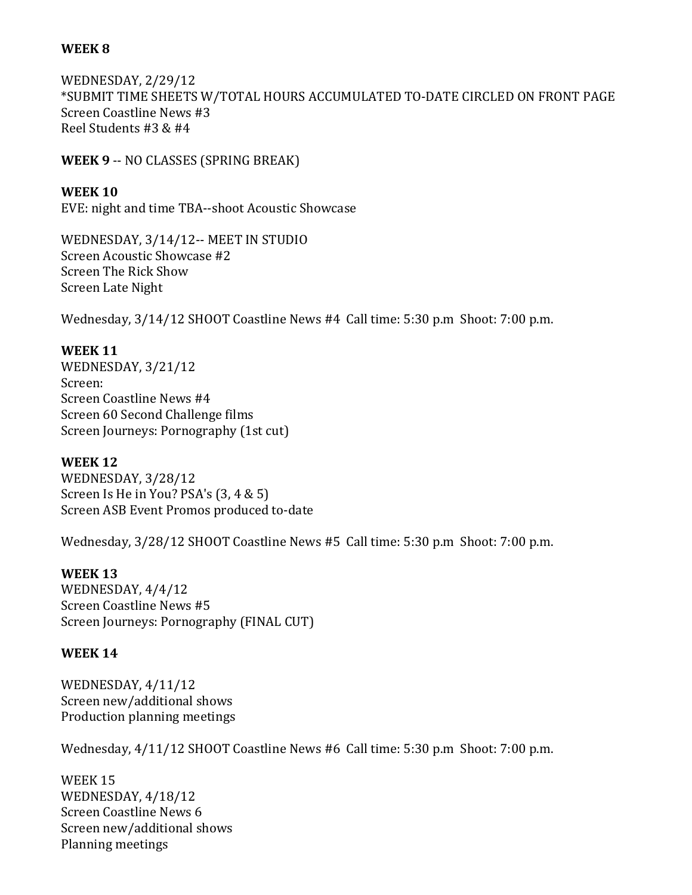**WEEK 8**

WEDNESDAY, 2/29/12
*SUBMIT TIME SHEETS W/TOTAL HOURS ACCUMULATED TO-DATE CIRCLED ON FRONT PAGE
Screen Coastline News #3
Reel Students #3 & #4

**WEEK 9** -- NO CLASSES (SPRING BREAK)

**WEEK 10**
EVE: night and time TBA--shoot Acoustic Showcase

WEDNESDAY, 3/14/12-- MEET IN STUDIO
Screen Acoustic Showcase #2
Screen The Rick Show
Screen Late Night

Wednesday, 3/14/12 SHOOT Coastline News #4 Call time: 5:30 p.m Shoot: 7:00 p.m.

**WEEK 11**
WEDNESDAY, 3/21/12
Screen:
Screen Coastline News #4
Screen 60 Second Challenge films
Screen Journeys: Pornography (1st cut)

**WEEK 12**
WEDNESDAY, 3/28/12
Screen Is He in You? PSA's (3, 4 & 5)
Screen ASB Event Promos produced to-date

Wednesday, 3/28/12 SHOOT Coastline News #5 Call time: 5:30 p.m Shoot: 7:00 p.m.

**WEEK 13**
WEDNESDAY, 4/4/12
Screen Coastline News #5
Screen Journeys: Pornography (FINAL CUT)

**WEEK 14**

WEDNESDAY, 4/11/12
Screen new/additional shows
Production planning meetings

Wednesday, 4/11/12 SHOOT Coastline News #6 Call time: 5:30 p.m Shoot: 7:00 p.m.

WEEK 15
WEDNESDAY, 4/18/12
Screen Coastline News 6
Screen new/additional shows
Planning meetings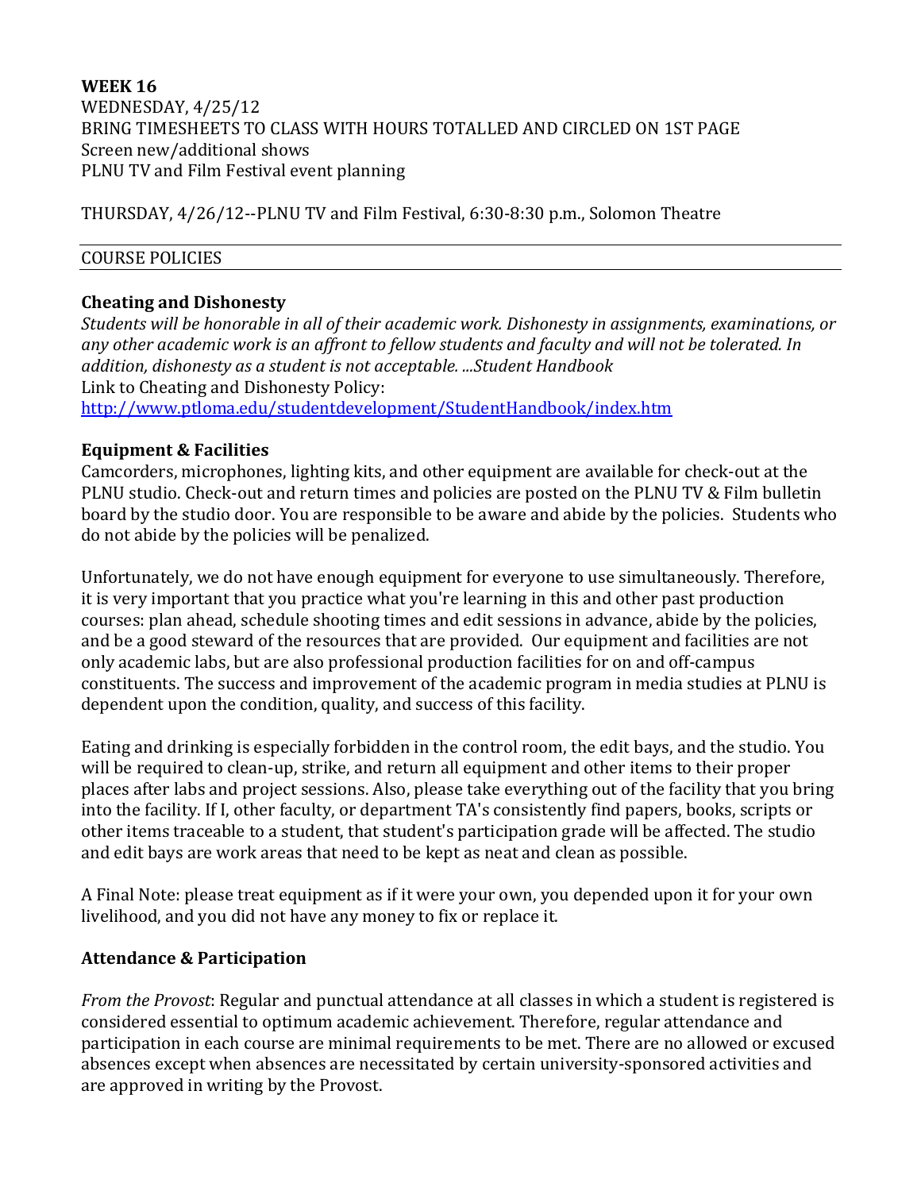**WEEK 16**
WEDNESDAY, 4/25/12
BRING TIMESHEETS TO CLASS WITH HOURS TOTALLED AND CIRCLED ON 1ST PAGE
Screen new/additional shows
PLNU TV and Film Festival event planning

THURSDAY, 4/26/12--PLNU TV and Film Festival, 6:30-8:30 p.m., Solomon Theatre

---

COURSE POLICIES

---

### Cheating and Dishonesty

*Students will be honorable in all of their academic work. Dishonesty in assignments, examinations, or any other academic work is an affront to fellow students and faculty and will not be tolerated. In addition, dishonesty as a student is not acceptable. ...Student Handbook*
Link to Cheating and Dishonesty Policy:
http://www.ptloma.edu/studentdevelopment/StudentHandbook/index.htm

### Equipment & Facilities

Camcorders, microphones, lighting kits, and other equipment are available for check-out at the PLNU studio. Check-out and return times and policies are posted on the PLNU TV & Film bulletin board by the studio door. You are responsible to be aware and abide by the policies. Students who do not abide by the policies will be penalized.

Unfortunately, we do not have enough equipment for everyone to use simultaneously. Therefore, it is very important that you practice what you're learning in this and other past production courses: plan ahead, schedule shooting times and edit sessions in advance, abide by the policies, and be a good steward of the resources that are provided. Our equipment and facilities are not only academic labs, but are also professional production facilities for on and off-campus constituents. The success and improvement of the academic program in media studies at PLNU is dependent upon the condition, quality, and success of this facility.

Eating and drinking is especially forbidden in the control room, the edit bays, and the studio. You will be required to clean-up, strike, and return all equipment and other items to their proper places after labs and project sessions. Also, please take everything out of the facility that you bring into the facility. If I, other faculty, or department TA's consistently find papers, books, scripts or other items traceable to a student, that student's participation grade will be affected. The studio and edit bays are work areas that need to be kept as neat and clean as possible.

A Final Note: please treat equipment as if it were your own, you depended upon it for your own livelihood, and you did not have any money to fix or replace it.

### Attendance & Participation

*From the Provost*: Regular and punctual attendance at all classes in which a student is registered is considered essential to optimum academic achievement. Therefore, regular attendance and participation in each course are minimal requirements to be met. There are no allowed or excused absences except when absences are necessitated by certain university-sponsored activities and are approved in writing by the Provost.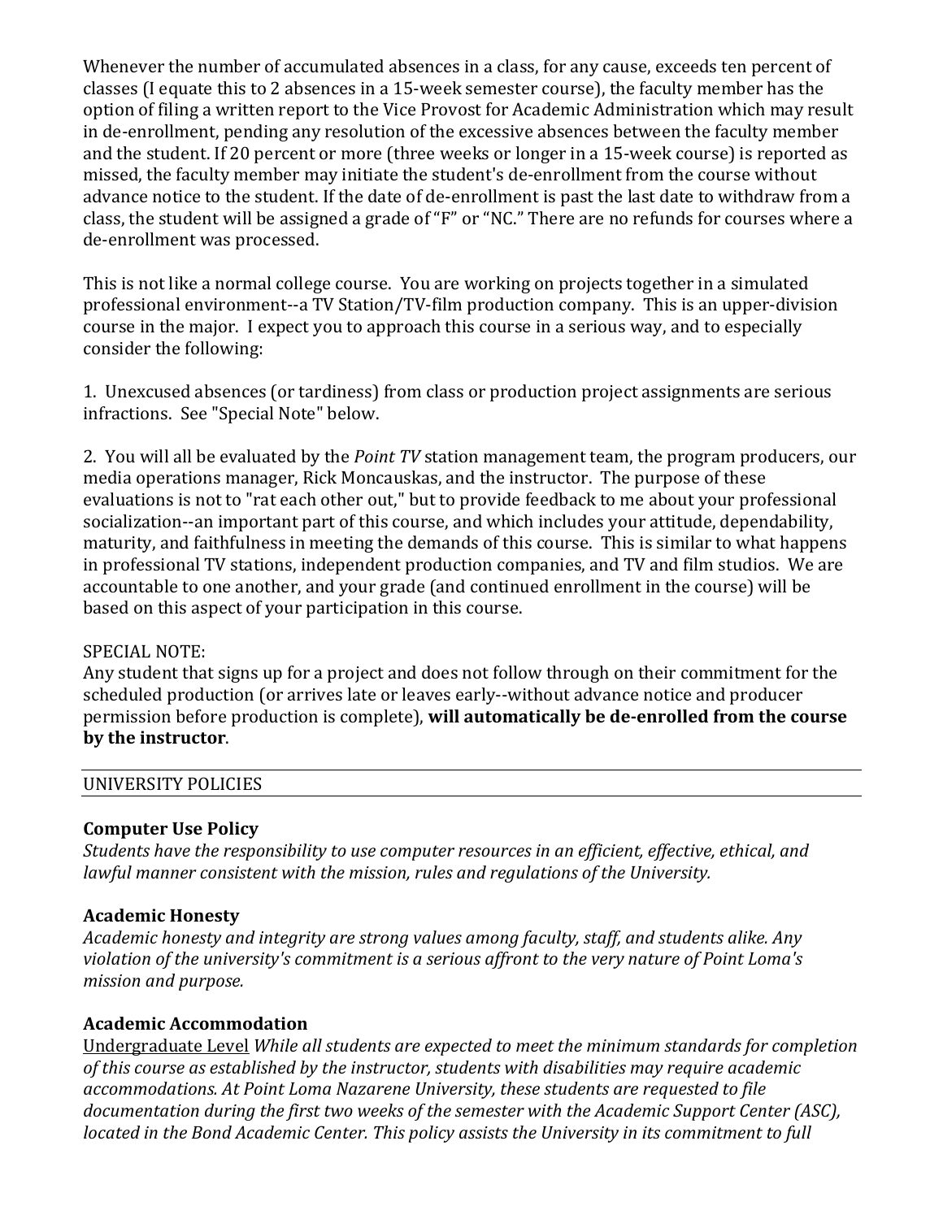Whenever the number of accumulated absences in a class, for any cause, exceeds ten percent of classes (I equate this to 2 absences in a 15-week semester course), the faculty member has the option of filing a written report to the Vice Provost for Academic Administration which may result in de-enrollment, pending any resolution of the excessive absences between the faculty member and the student. If 20 percent or more (three weeks or longer in a 15-week course) is reported as missed, the faculty member may initiate the student's de-enrollment from the course without advance notice to the student. If the date of de-enrollment is past the last date to withdraw from a class, the student will be assigned a grade of "F" or "NC." There are no refunds for courses where a de-enrollment was processed.

This is not like a normal college course. You are working on projects together in a simulated professional environment--a TV Station/TV-film production company. This is an upper-division course in the major. I expect you to approach this course in a serious way, and to especially consider the following:

1. Unexcused absences (or tardiness) from class or production project assignments are serious infractions. See "Special Note" below.

2. You will all be evaluated by the *Point TV* station management team, the program producers, our media operations manager, Rick Moncauskas, and the instructor. The purpose of these evaluations is not to "rat each other out," but to provide feedback to me about your professional socialization--an important part of this course, and which includes your attitude, dependability, maturity, and faithfulness in meeting the demands of this course. This is similar to what happens in professional TV stations, independent production companies, and TV and film studios. We are accountable to one another, and your grade (and continued enrollment in the course) will be based on this aspect of your participation in this course.

SPECIAL NOTE:
Any student that signs up for a project and does not follow through on their commitment for the scheduled production (or arrives late or leaves early--without advance notice and producer permission before production is complete), **will automatically be de-enrolled from the course by the instructor**.

## UNIVERSITY POLICIES

### Computer Use Policy

*Students have the responsibility to use computer resources in an efficient, effective, ethical, and lawful manner consistent with the mission, rules and regulations of the University.*

### Academic Honesty

*Academic honesty and integrity are strong values among faculty, staff, and students alike. Any violation of the university's commitment is a serious affront to the very nature of Point Loma's mission and purpose.*

### Academic Accommodation

Undergraduate Level *While all students are expected to meet the minimum standards for completion of this course as established by the instructor, students with disabilities may require academic accommodations. At Point Loma Nazarene University, these students are requested to file documentation during the first two weeks of the semester with the Academic Support Center (ASC), located in the Bond Academic Center. This policy assists the University in its commitment to full*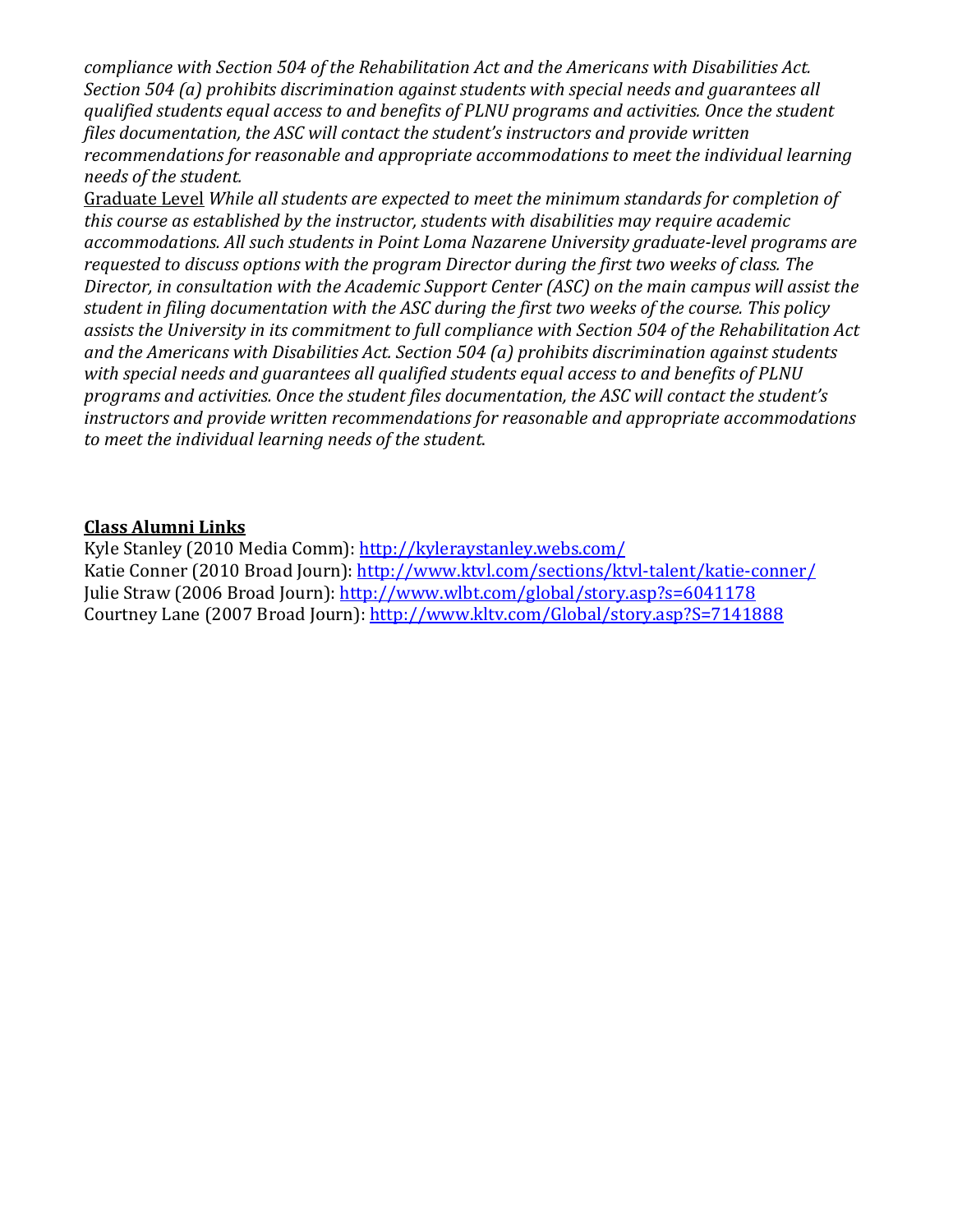*compliance with Section 504 of the Rehabilitation Act and the Americans with Disabilities Act. Section 504 (a) prohibits discrimination against students with special needs and guarantees all qualified students equal access to and benefits of PLNU programs and activities. Once the student files documentation, the ASC will contact the student's instructors and provide written recommendations for reasonable and appropriate accommodations to meet the individual learning needs of the student.*

<u>Graduate Level</u> *While all students are expected to meet the minimum standards for completion of this course as established by the instructor, students with disabilities may require academic accommodations. All such students in Point Loma Nazarene University graduate-level programs are requested to discuss options with the program Director during the first two weeks of class. The Director, in consultation with the Academic Support Center (ASC) on the main campus will assist the student in filing documentation with the ASC during the first two weeks of the course. This policy assists the University in its commitment to full compliance with Section 504 of the Rehabilitation Act and the Americans with Disabilities Act. Section 504 (a) prohibits discrimination against students with special needs and guarantees all qualified students equal access to and benefits of PLNU programs and activities. Once the student files documentation, the ASC will contact the student's instructors and provide written recommendations for reasonable and appropriate accommodations to meet the individual learning needs of the student.*

**<u>Class Alumni Links</u>**

Kyle Stanley (2010 Media Comm): http://kyleraystanley.webs.com/
Katie Conner (2010 Broad Journ): http://www.ktvl.com/sections/ktvl-talent/katie-conner/
Julie Straw (2006 Broad Journ): http://www.wlbt.com/global/story.asp?s=6041178
Courtney Lane (2007 Broad Journ): http://www.kltv.com/Global/story.asp?S=7141888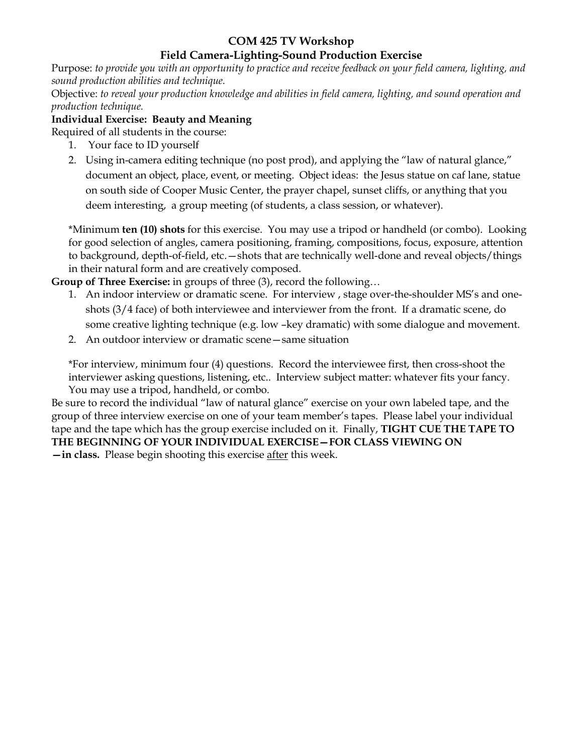# COM 425 TV Workshop

## Field Camera-Lighting-Sound Production Exercise

Purpose: *to provide you with an opportunity to practice and receive feedback on your field camera, lighting, and sound production abilities and technique.*

Objective: *to reveal your production knowledge and abilities in field camera, lighting, and sound operation and production technique.*

**Individual Exercise: Beauty and Meaning**

Required of all students in the course:

1. Your face to ID yourself
2. Using in-camera editing technique (no post prod), and applying the "law of natural glance," document an object, place, event, or meeting. Object ideas: the Jesus statue on caf lane, statue on south side of Cooper Music Center, the prayer chapel, sunset cliffs, or anything that you deem interesting, a group meeting (of students, a class session, or whatever).

*Minimum **ten (10) shots** for this exercise. You may use a tripod or handheld (or combo). Looking for good selection of angles, camera positioning, framing, compositions, focus, exposure, attention to background, depth-of-field, etc.—shots that are technically well-done and reveal objects/things in their natural form and are creatively composed.

**Group of Three Exercise:** in groups of three (3), record the following…

1. An indoor interview or dramatic scene. For interview , stage over-the-shoulder MS's and one-shots (3/4 face) of both interviewee and interviewer from the front. If a dramatic scene, do some creative lighting technique (e.g. low –key dramatic) with some dialogue and movement.
2. An outdoor interview or dramatic scene—same situation

*For interview, minimum four (4) questions. Record the interviewee first, then cross-shoot the interviewer asking questions, listening, etc.. Interview subject matter: whatever fits your fancy. You may use a tripod, handheld, or combo.

Be sure to record the individual "law of natural glance" exercise on your own labeled tape, and the group of three interview exercise on one of your team member's tapes. Please label your individual tape and the tape which has the group exercise included on it. Finally, **TIGHT CUE THE TAPE TO THE BEGINNING OF YOUR INDIVIDUAL EXERCISE—FOR CLASS VIEWING ON —in class.** Please begin shooting this exercise <u>after</u> this week.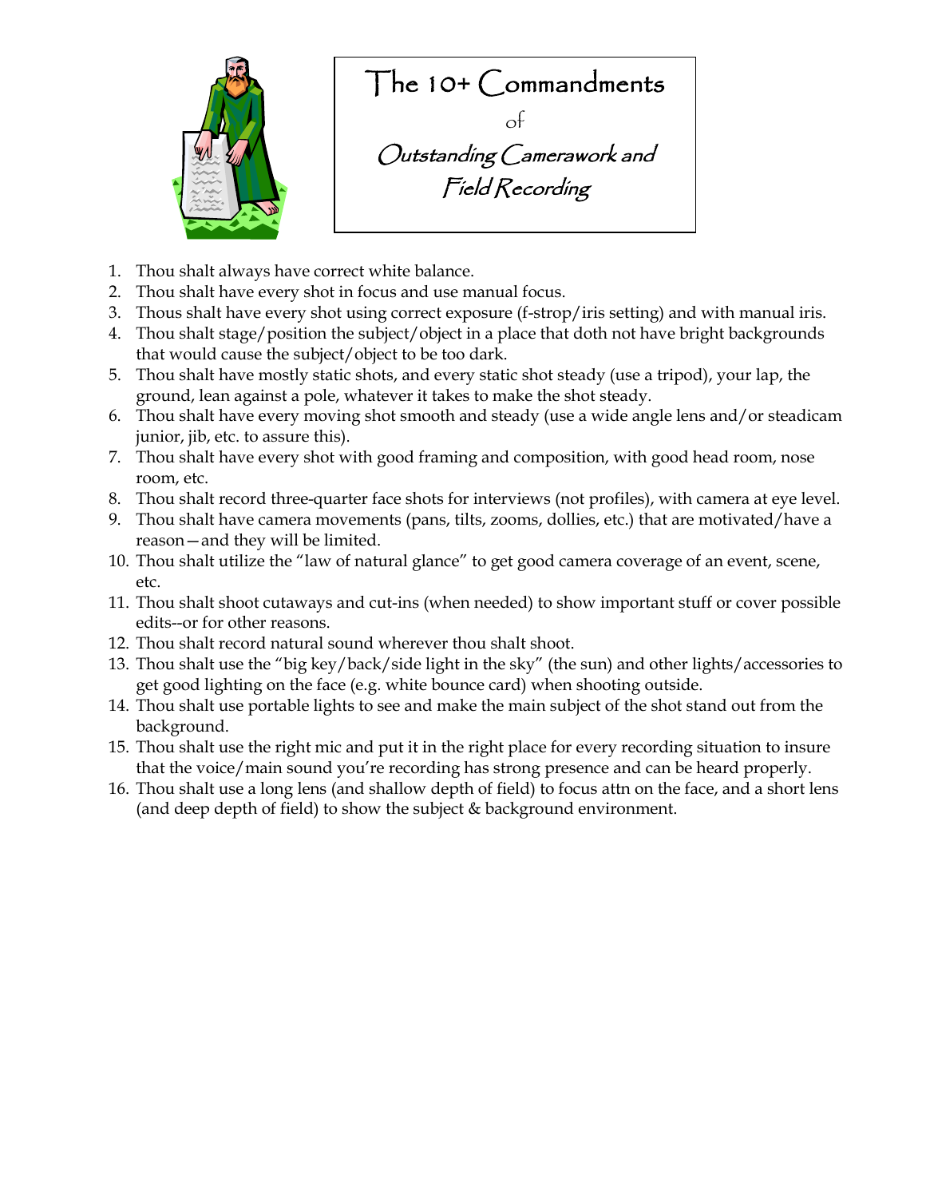# The 10+ Commandments

of

## *Outstanding Camerawork and Field Recording*

1. Thou shalt always have correct white balance.
2. Thou shalt have every shot in focus and use manual focus.
3. Thous shalt have every shot using correct exposure (f-strop/iris setting) and with manual iris.
4. Thou shalt stage/position the subject/object in a place that doth not have bright backgrounds that would cause the subject/object to be too dark.
5. Thou shalt have mostly static shots, and every static shot steady (use a tripod), your lap, the ground, lean against a pole, whatever it takes to make the shot steady.
6. Thou shalt have every moving shot smooth and steady (use a wide angle lens and/or steadicam junior, jib, etc. to assure this).
7. Thou shalt have every shot with good framing and composition, with good head room, nose room, etc.
8. Thou shalt record three-quarter face shots for interviews (not profiles), with camera at eye level.
9. Thou shalt have camera movements (pans, tilts, zooms, dollies, etc.) that are motivated/have a reason—and they will be limited.
10. Thou shalt utilize the "law of natural glance" to get good camera coverage of an event, scene, etc.
11. Thou shalt shoot cutaways and cut-ins (when needed) to show important stuff or cover possible edits--or for other reasons.
12. Thou shalt record natural sound wherever thou shalt shoot.
13. Thou shalt use the "big key/back/side light in the sky" (the sun) and other lights/accessories to get good lighting on the face (e.g. white bounce card) when shooting outside.
14. Thou shalt use portable lights to see and make the main subject of the shot stand out from the background.
15. Thou shalt use the right mic and put it in the right place for every recording situation to insure that the voice/main sound you're recording has strong presence and can be heard properly.
16. Thou shalt use a long lens (and shallow depth of field) to focus attn on the face, and a short lens (and deep depth of field) to show the subject & background environment.